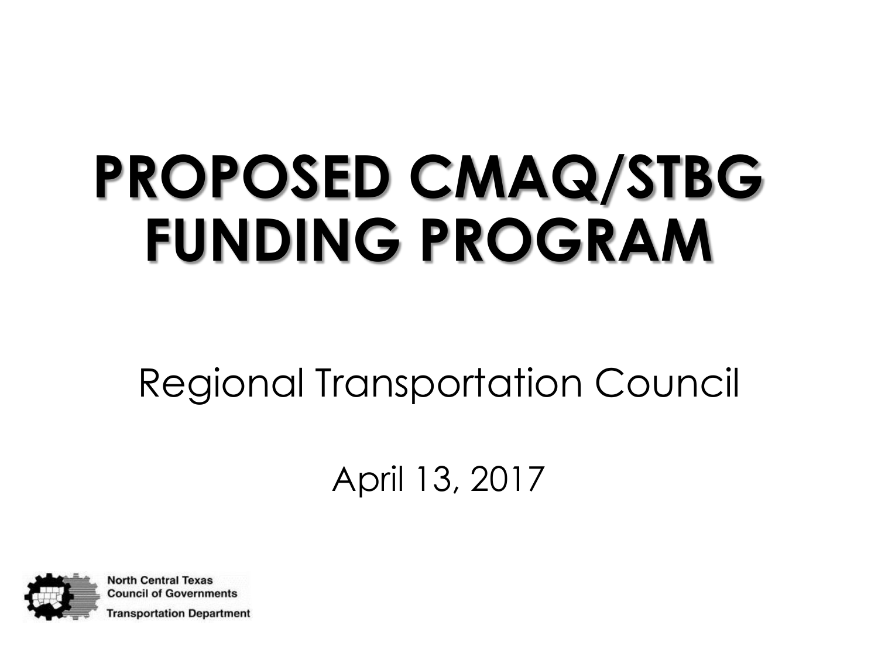# PROPOSED CMAQ/STBG FUNDING PROGRAM

Regional Transportation Council

April 13, 2017

North Central Texas Council of Governments
Transportation Department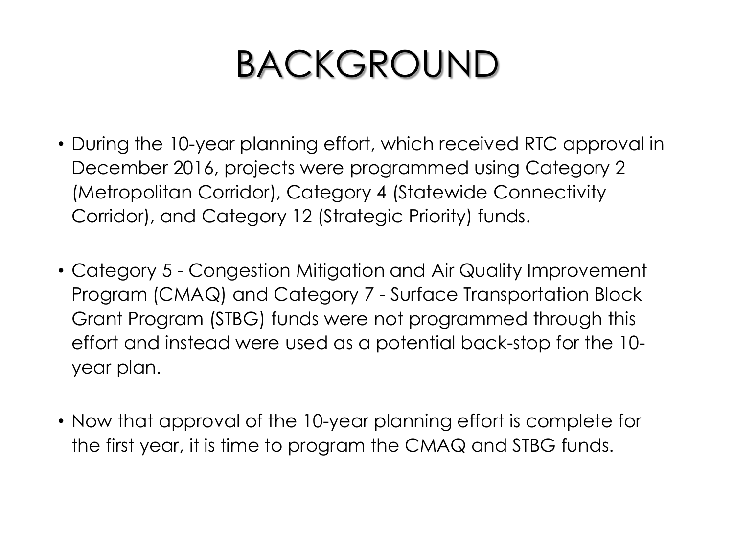# BACKGROUND

- During the 10-year planning effort, which received RTC approval in December 2016, projects were programmed using Category 2 (Metropolitan Corridor), Category 4 (Statewide Connectivity Corridor), and Category 12 (Strategic Priority) funds.
- Category 5 - Congestion Mitigation and Air Quality Improvement Program (CMAQ) and Category 7 - Surface Transportation Block Grant Program (STBG) funds were not programmed through this effort and instead were used as a potential back-stop for the 10-year plan.
- Now that approval of the 10-year planning effort is complete for the first year, it is time to program the CMAQ and STBG funds.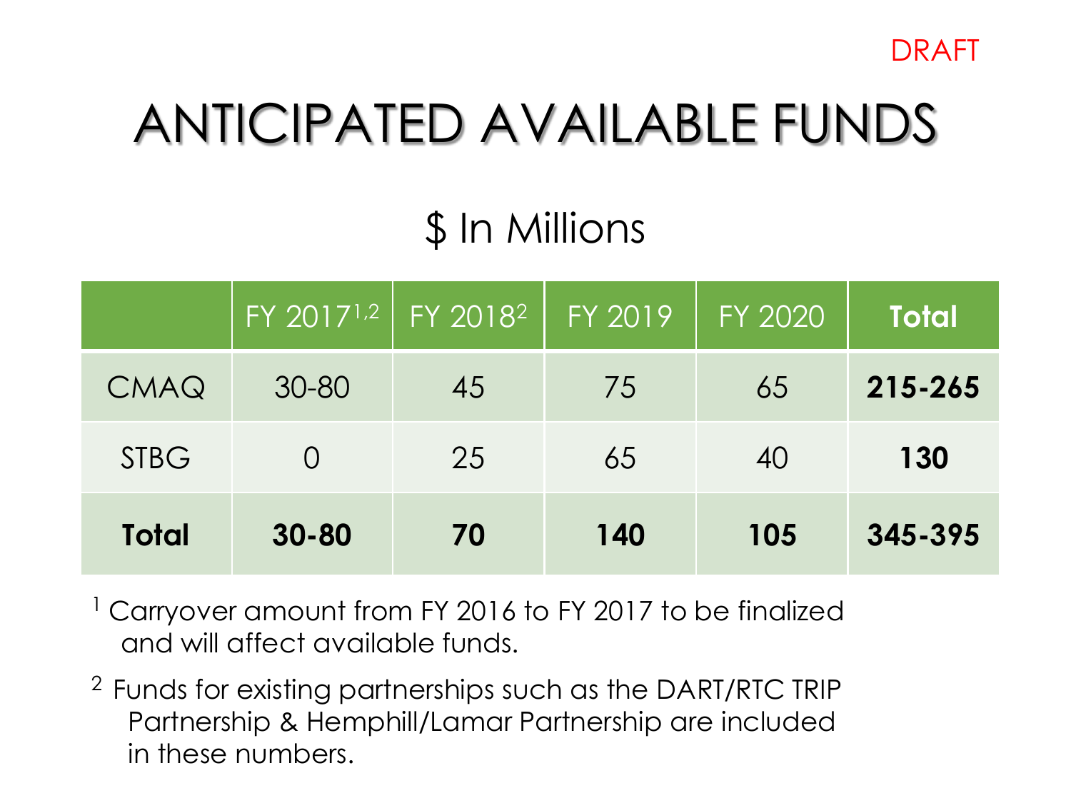DRAFT

# ANTICIPATED AVAILABLE FUNDS

## $ In Millions

| | FY 2017[1,2] | FY 2018[2] | FY 2019 | FY 2020 | **Total** |
|---|---|---|---|---|---|
| CMAQ | 30-80 | 45 | 75 | 65 | **215-265** |
| STBG | 0 | 25 | 65 | 40 | **130** |
| **Total** | **30-80** | **70** | **140** | **105** | **345-395** |

[1] Carryover amount from FY 2016 to FY 2017 to be finalized and will affect available funds.

[2] Funds for existing partnerships such as the DART/RTC TRIP Partnership & Hemphill/Lamar Partnership are included in these numbers.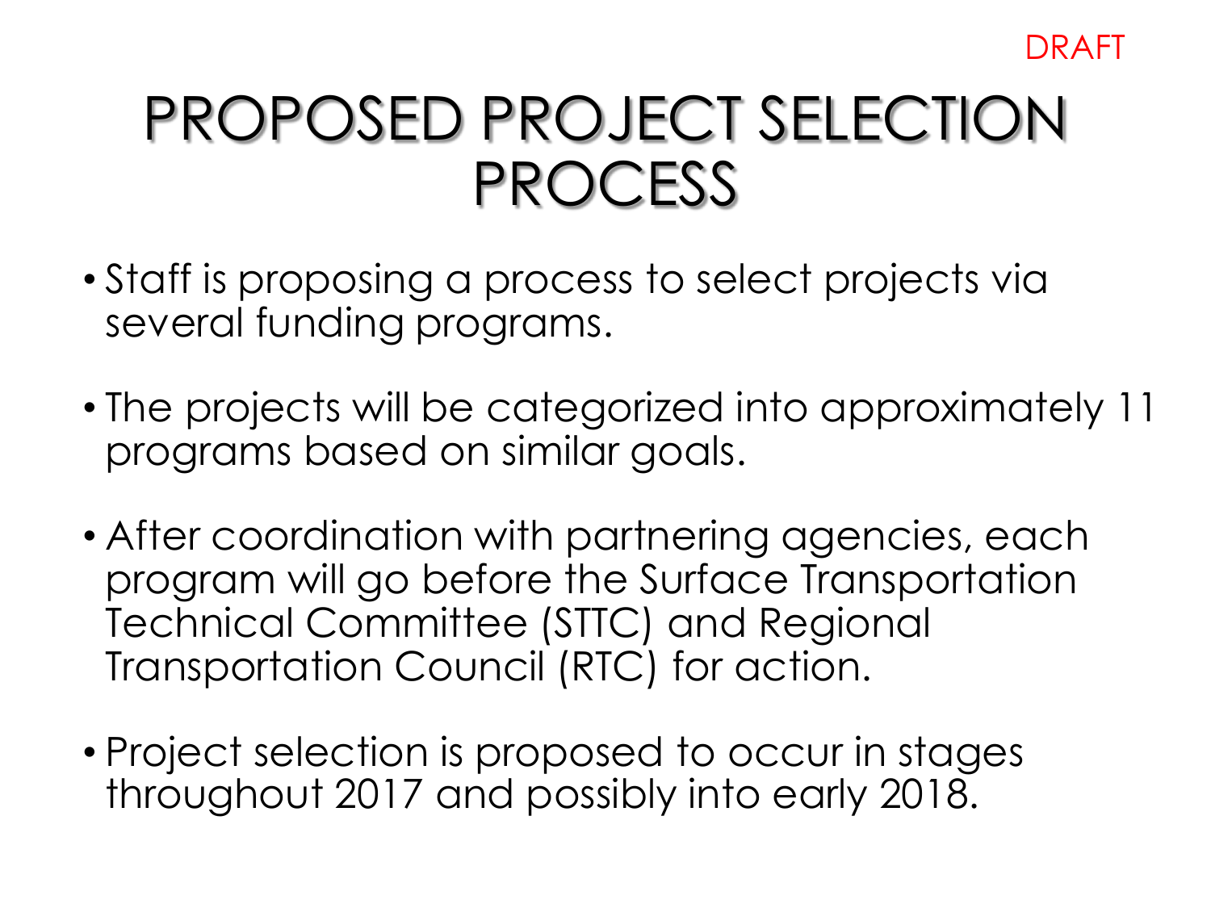DRAFT

# PROPOSED PROJECT SELECTION PROCESS

- Staff is proposing a process to select projects via several funding programs.
- The projects will be categorized into approximately 11 programs based on similar goals.
- After coordination with partnering agencies, each program will go before the Surface Transportation Technical Committee (STTC) and Regional Transportation Council (RTC) for action.
- Project selection is proposed to occur in stages throughout 2017 and possibly into early 2018.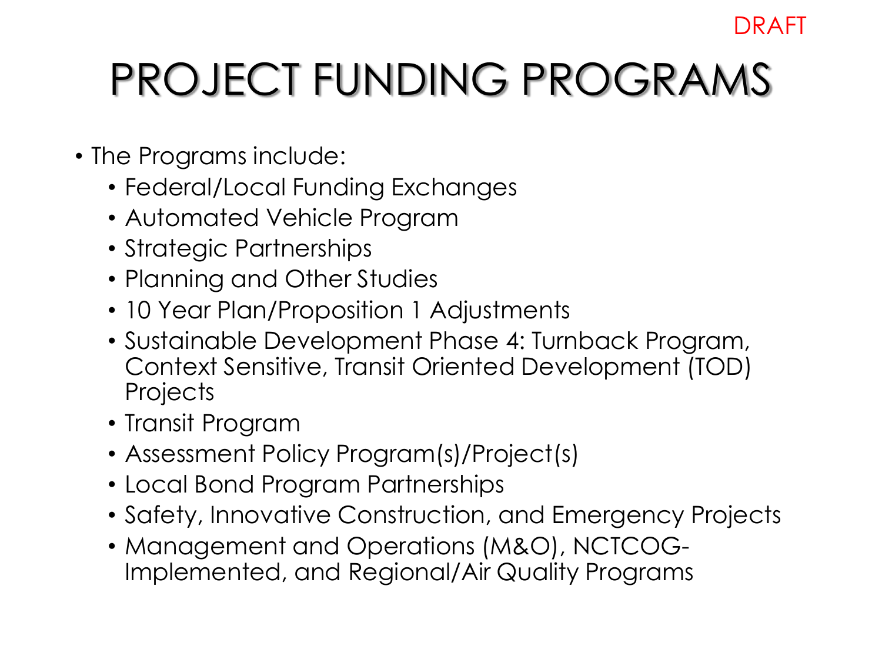DRAFT

# PROJECT FUNDING PROGRAMS

- The Programs include:
  - Federal/Local Funding Exchanges
  - Automated Vehicle Program
  - Strategic Partnerships
  - Planning and Other Studies
  - 10 Year Plan/Proposition 1 Adjustments
  - Sustainable Development Phase 4: Turnback Program, Context Sensitive, Transit Oriented Development (TOD) Projects
  - Transit Program
  - Assessment Policy Program(s)/Project(s)
  - Local Bond Program Partnerships
  - Safety, Innovative Construction, and Emergency Projects
  - Management and Operations (M&O), NCTCOG-Implemented, and Regional/Air Quality Programs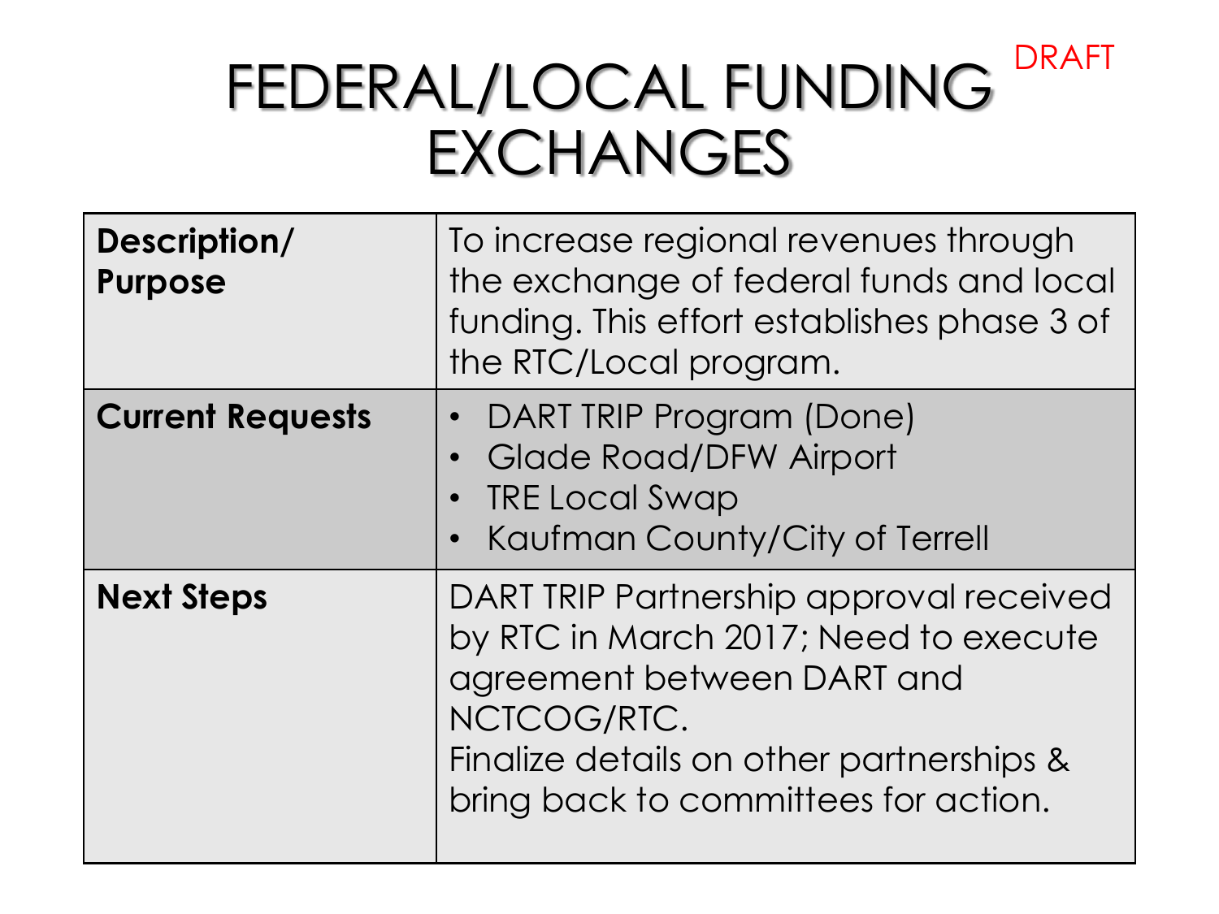DRAFT

# FEDERAL/LOCAL FUNDING EXCHANGES

| | |
|---|---|
| **Description/ Purpose** | To increase regional revenues through the exchange of federal funds and local funding. This effort establishes phase 3 of the RTC/Local program. |
| **Current Requests** | • DART TRIP Program (Done)<br>• Glade Road/DFW Airport<br>• TRE Local Swap<br>• Kaufman County/City of Terrell |
| **Next Steps** | DART TRIP Partnership approval received by RTC in March 2017; Need to execute agreement between DART and NCTCOG/RTC.<br>Finalize details on other partnerships & bring back to committees for action. |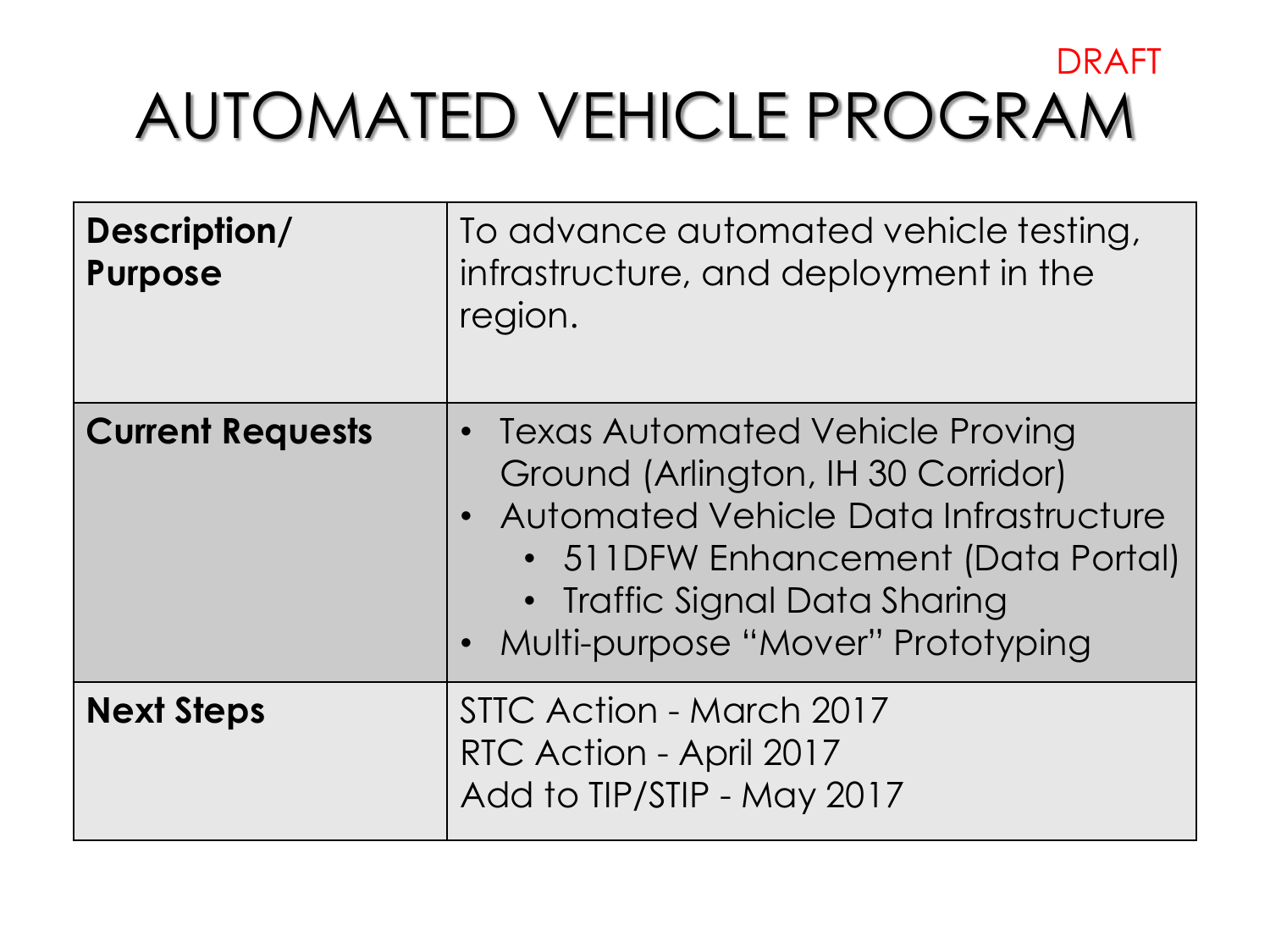DRAFT

# AUTOMATED VEHICLE PROGRAM

| | |
|---|---|
| **Description/ Purpose** | To advance automated vehicle testing, infrastructure, and deployment in the region. |
| **Current Requests** | • Texas Automated Vehicle Proving Ground (Arlington, IH 30 Corridor)<br>• Automated Vehicle Data Infrastructure<br>&nbsp;&nbsp;&nbsp;&nbsp;• 511DFW Enhancement (Data Portal)<br>&nbsp;&nbsp;&nbsp;&nbsp;• Traffic Signal Data Sharing<br>• Multi-purpose "Mover" Prototyping |
| **Next Steps** | STTC Action - March 2017<br>RTC Action - April 2017<br>Add to TIP/STIP - May 2017 |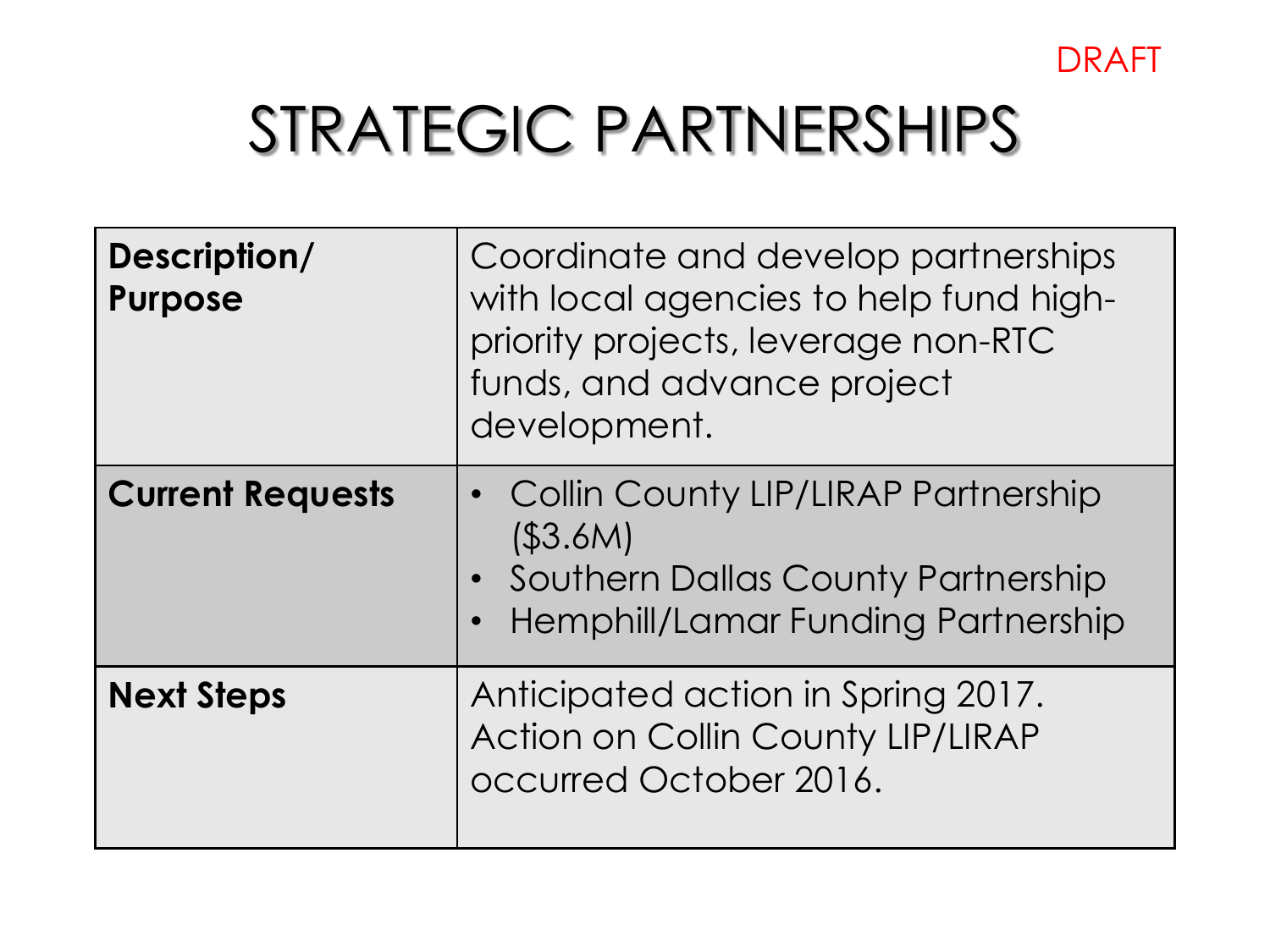DRAFT

# STRATEGIC PARTNERSHIPS

| | |
|---|---|
| **Description/ Purpose** | Coordinate and develop partnerships with local agencies to help fund high-priority projects, leverage non-RTC funds, and advance project development. |
| **Current Requests** | • Collin County LIP/LIRAP Partnership ($3.6M)<br>• Southern Dallas County Partnership<br>• Hemphill/Lamar Funding Partnership |
| **Next Steps** | Anticipated action in Spring 2017. Action on Collin County LIP/LIRAP occurred October 2016. |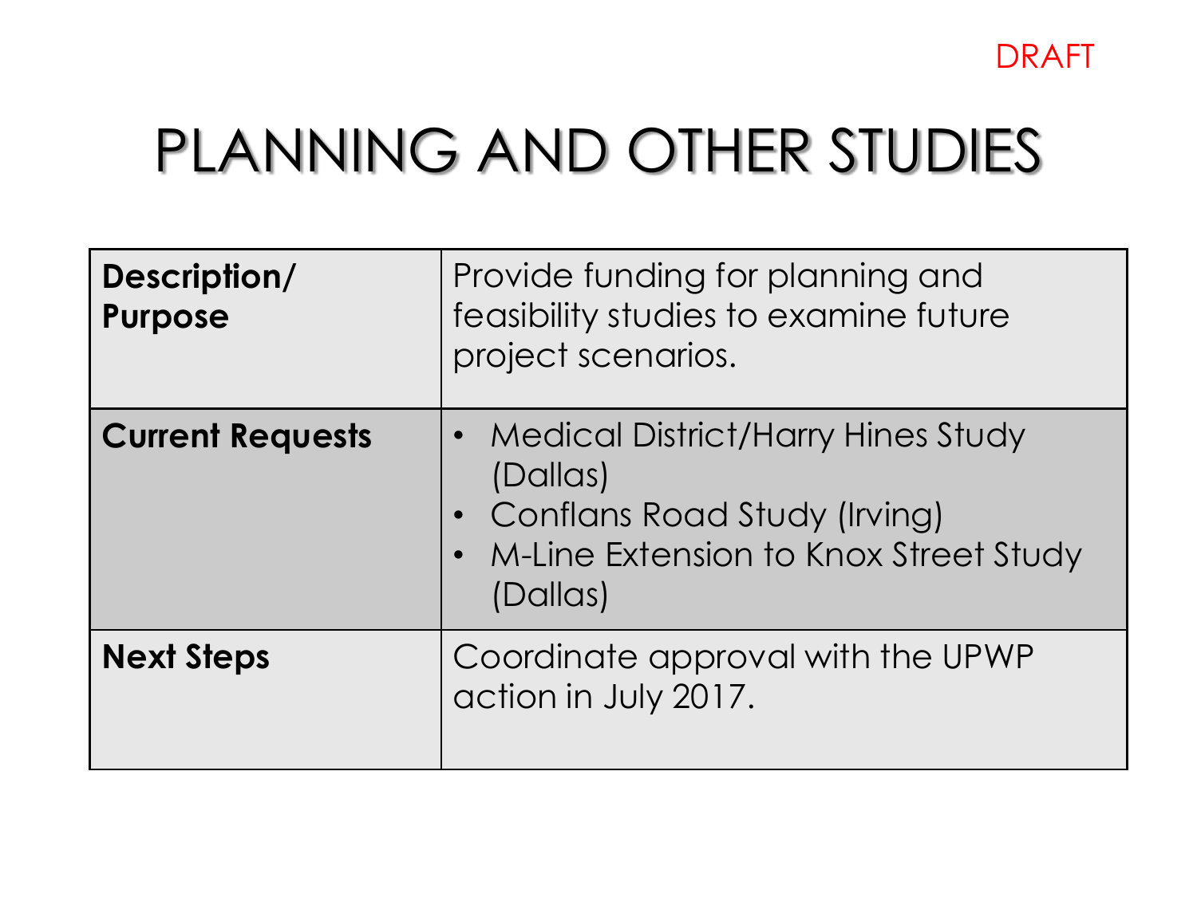DRAFT

# PLANNING AND OTHER STUDIES

| | |
|---|---|
| **Description/ Purpose** | Provide funding for planning and feasibility studies to examine future project scenarios. |
| **Current Requests** | • Medical District/Harry Hines Study (Dallas)<br>• Conflans Road Study (Irving)<br>• M-Line Extension to Knox Street Study (Dallas) |
| **Next Steps** | Coordinate approval with the UPWP action in July 2017. |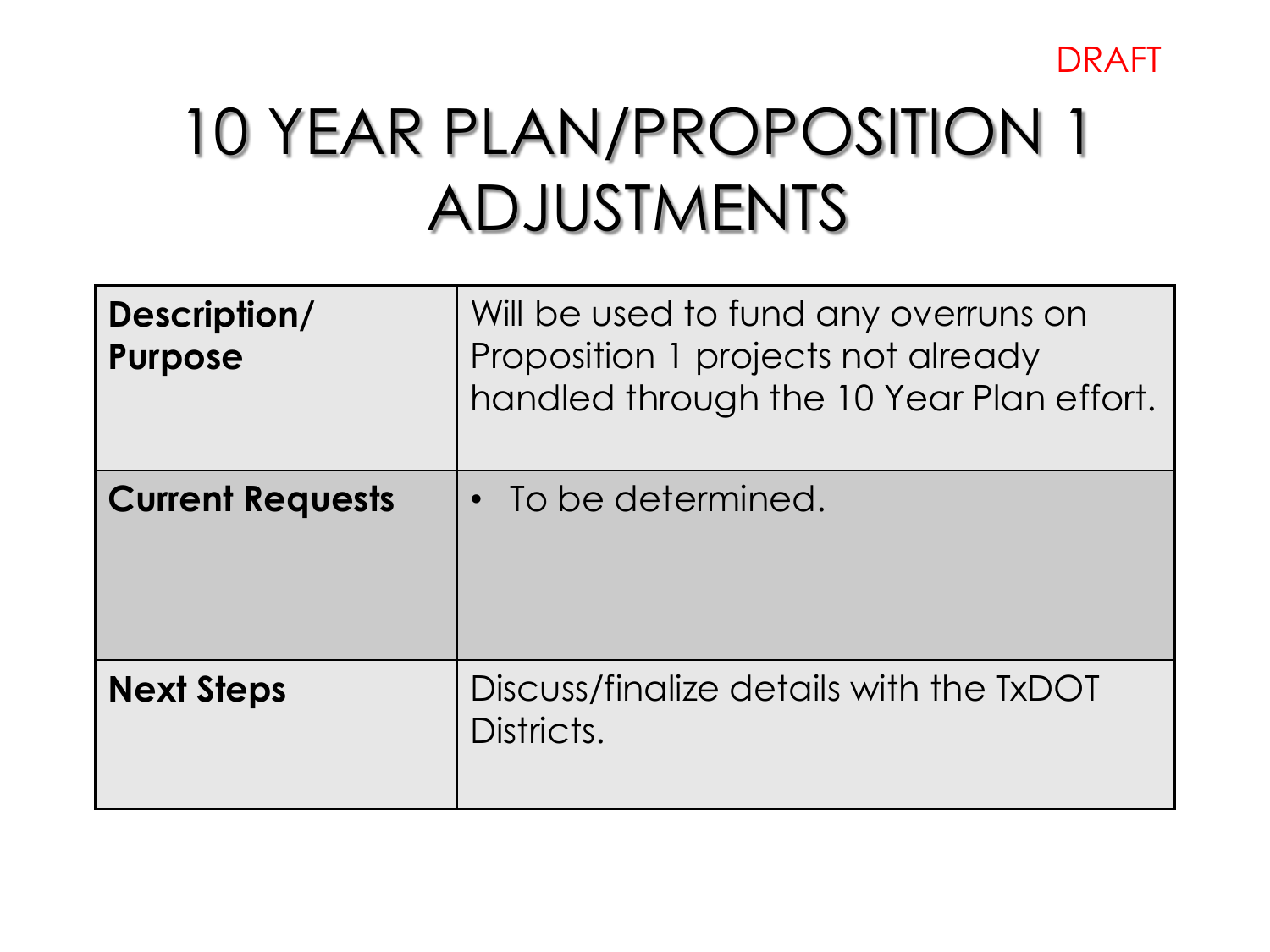DRAFT

# 10 YEAR PLAN/PROPOSITION 1 ADJUSTMENTS

| | |
|---|---|
| **Description/ Purpose** | Will be used to fund any overruns on Proposition 1 projects not already handled through the 10 Year Plan effort. |
| **Current Requests** | • To be determined. |
| **Next Steps** | Discuss/finalize details with the TxDOT Districts. |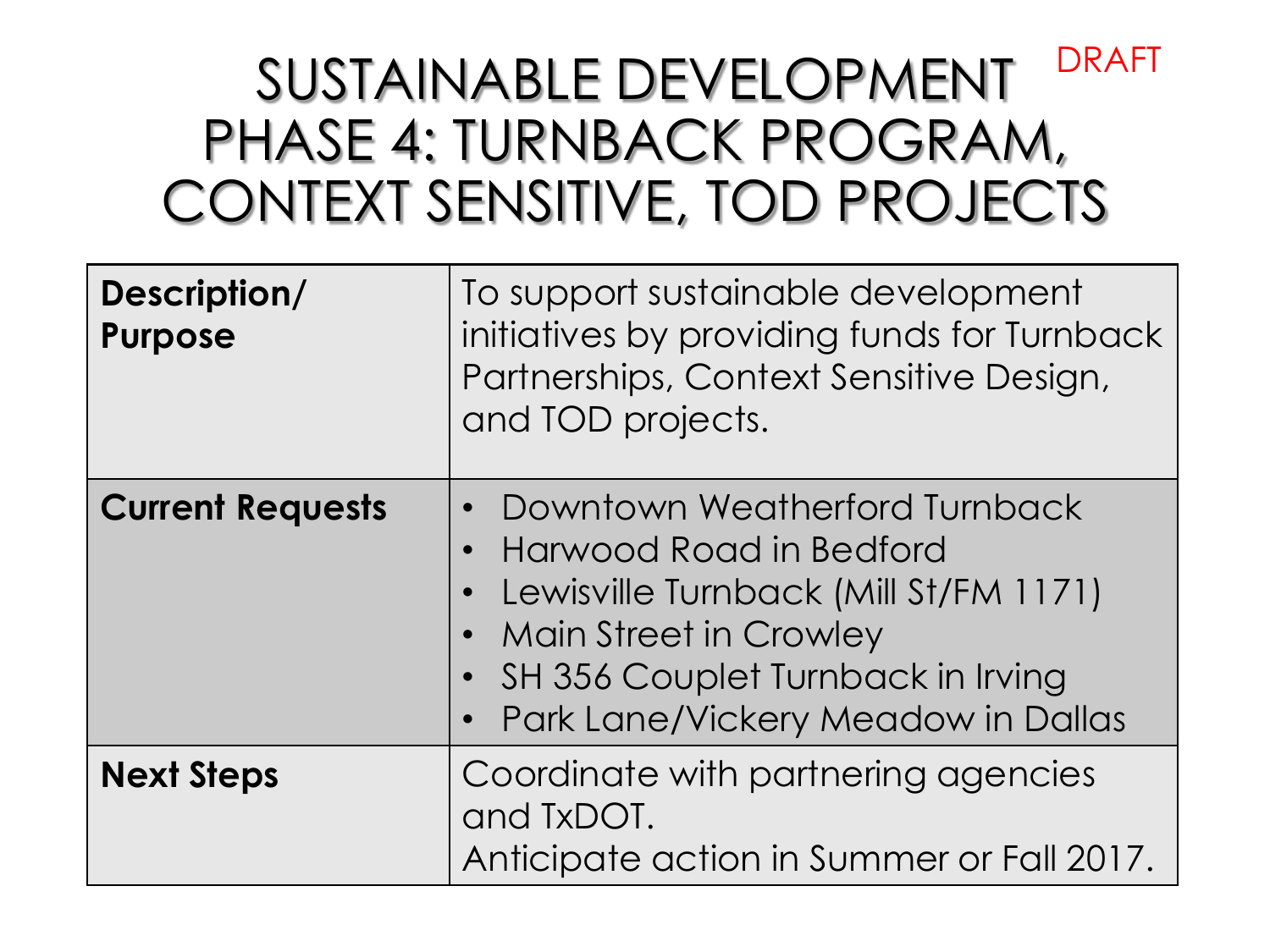DRAFT

# SUSTAINABLE DEVELOPMENT PHASE 4: TURNBACK PROGRAM, CONTEXT SENSITIVE, TOD PROJECTS

| | |
|---|---|
| **Description/ Purpose** | To support sustainable development initiatives by providing funds for Turnback Partnerships, Context Sensitive Design, and TOD projects. |
| **Current Requests** | • Downtown Weatherford Turnback<br>• Harwood Road in Bedford<br>• Lewisville Turnback (Mill St/FM 1171)<br>• Main Street in Crowley<br>• SH 356 Couplet Turnback in Irving<br>• Park Lane/Vickery Meadow in Dallas |
| **Next Steps** | Coordinate with partnering agencies and TxDOT.<br>Anticipate action in Summer or Fall 2017. |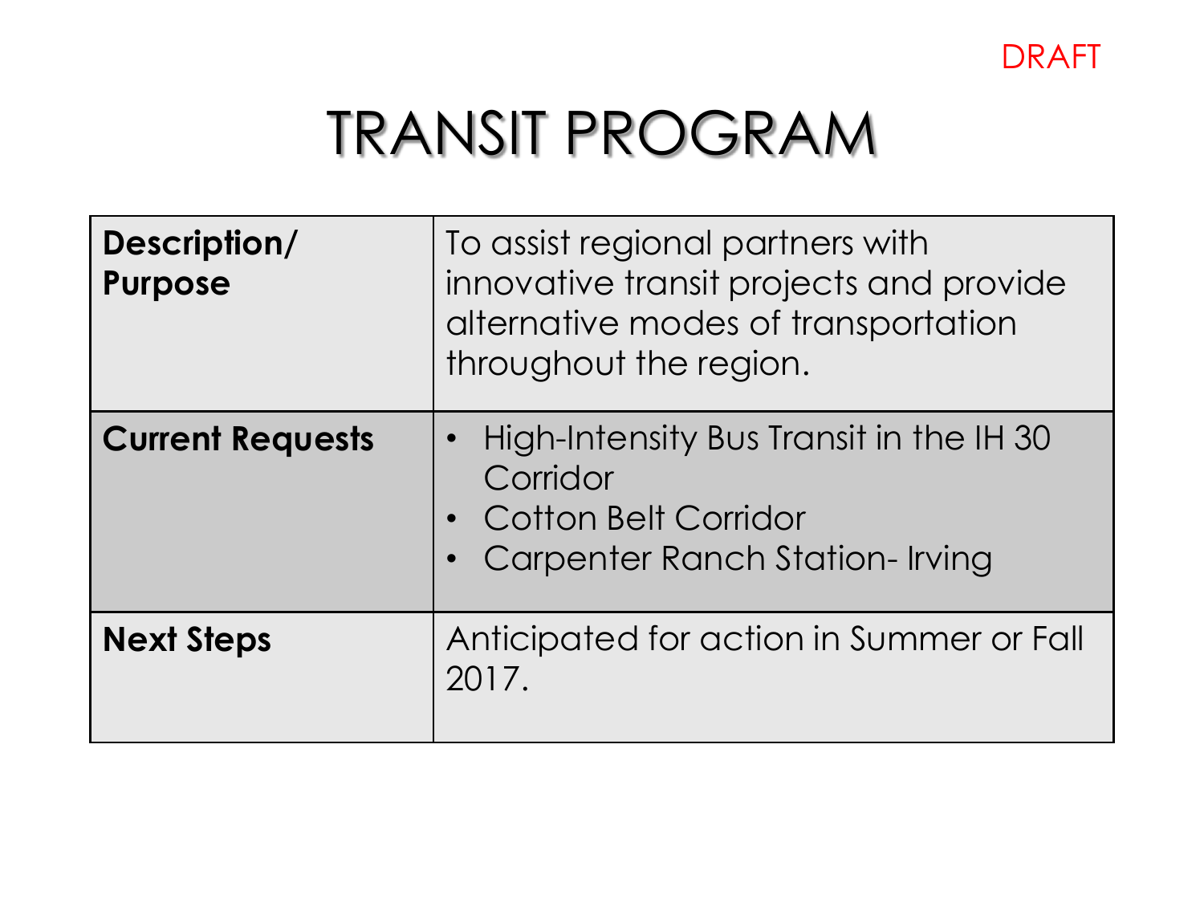DRAFT

# TRANSIT PROGRAM

| | |
|---|---|
| **Description/ Purpose** | To assist regional partners with innovative transit projects and provide alternative modes of transportation throughout the region. |
| **Current Requests** | • High-Intensity Bus Transit in the IH 30 Corridor<br>• Cotton Belt Corridor<br>• Carpenter Ranch Station- Irving |
| **Next Steps** | Anticipated for action in Summer or Fall 2017. |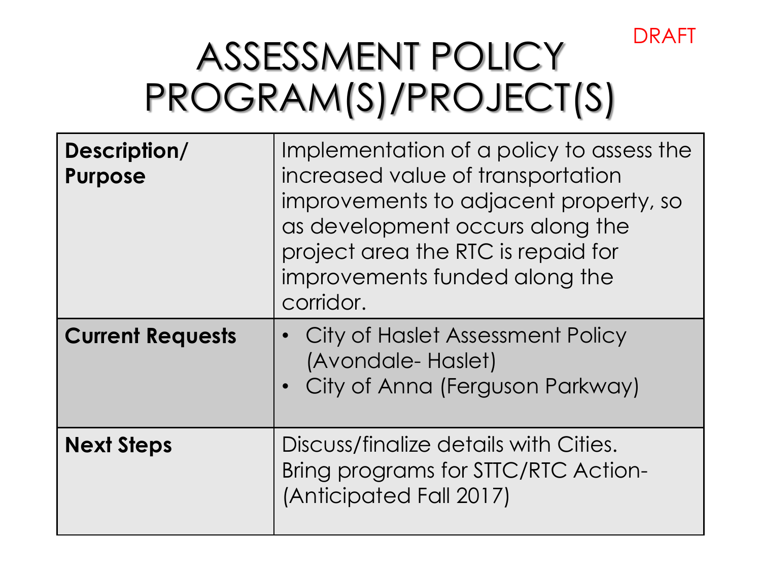DRAFT

# ASSESSMENT POLICY PROGRAM(S)/PROJECT(S)

| | |
|---|---|
| **Description/ Purpose** | Implementation of a policy to assess the increased value of transportation improvements to adjacent property, so as development occurs along the project area the RTC is repaid for improvements funded along the corridor. |
| **Current Requests** | • City of Haslet Assessment Policy (Avondale- Haslet)<br>• City of Anna (Ferguson Parkway) |
| **Next Steps** | Discuss/finalize details with Cities. Bring programs for STTC/RTC Action- (Anticipated Fall 2017) |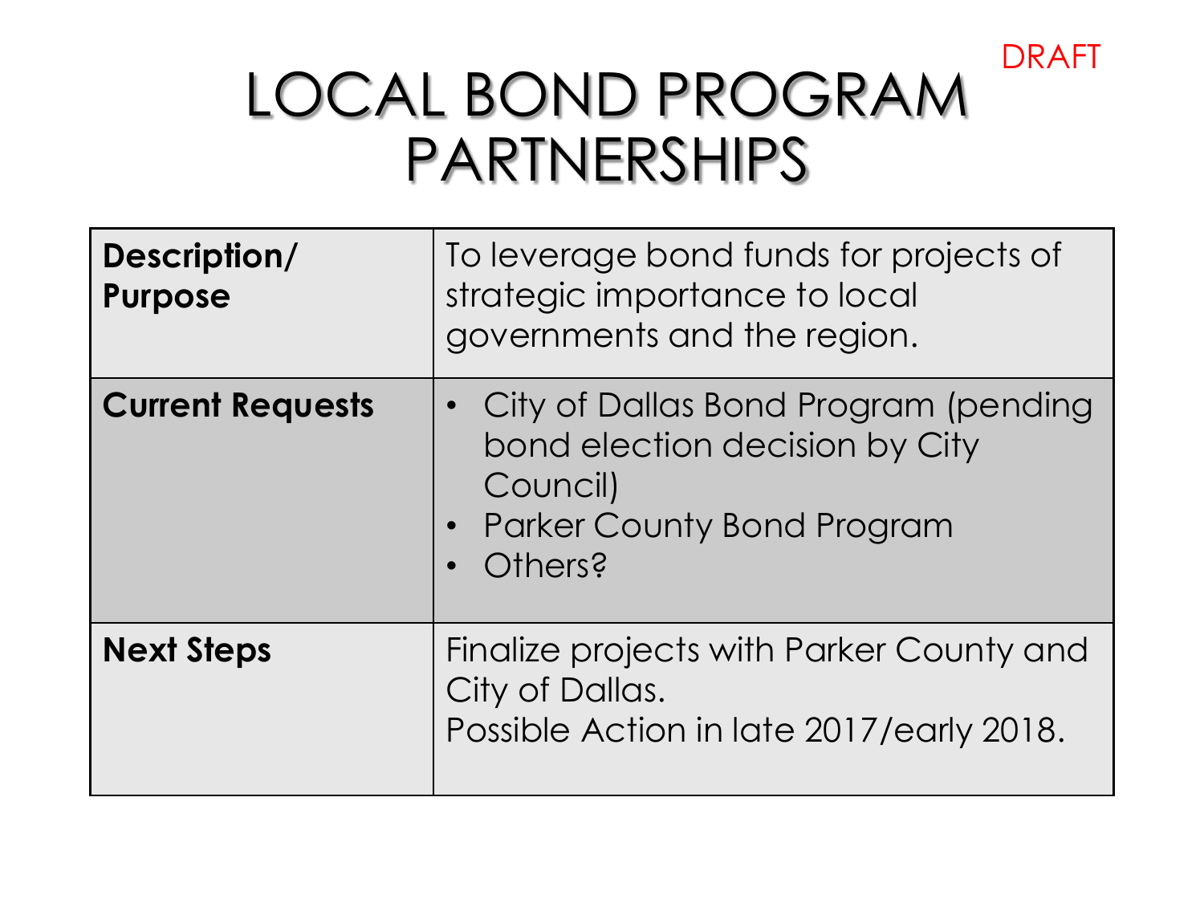DRAFT

# LOCAL BOND PROGRAM PARTNERSHIPS

| | |
|---|---|
| **Description/ Purpose** | To leverage bond funds for projects of strategic importance to local governments and the region. |
| **Current Requests** | • City of Dallas Bond Program (pending bond election decision by City Council)<br>• Parker County Bond Program<br>• Others? |
| **Next Steps** | Finalize projects with Parker County and City of Dallas.<br>Possible Action in late 2017/early 2018. |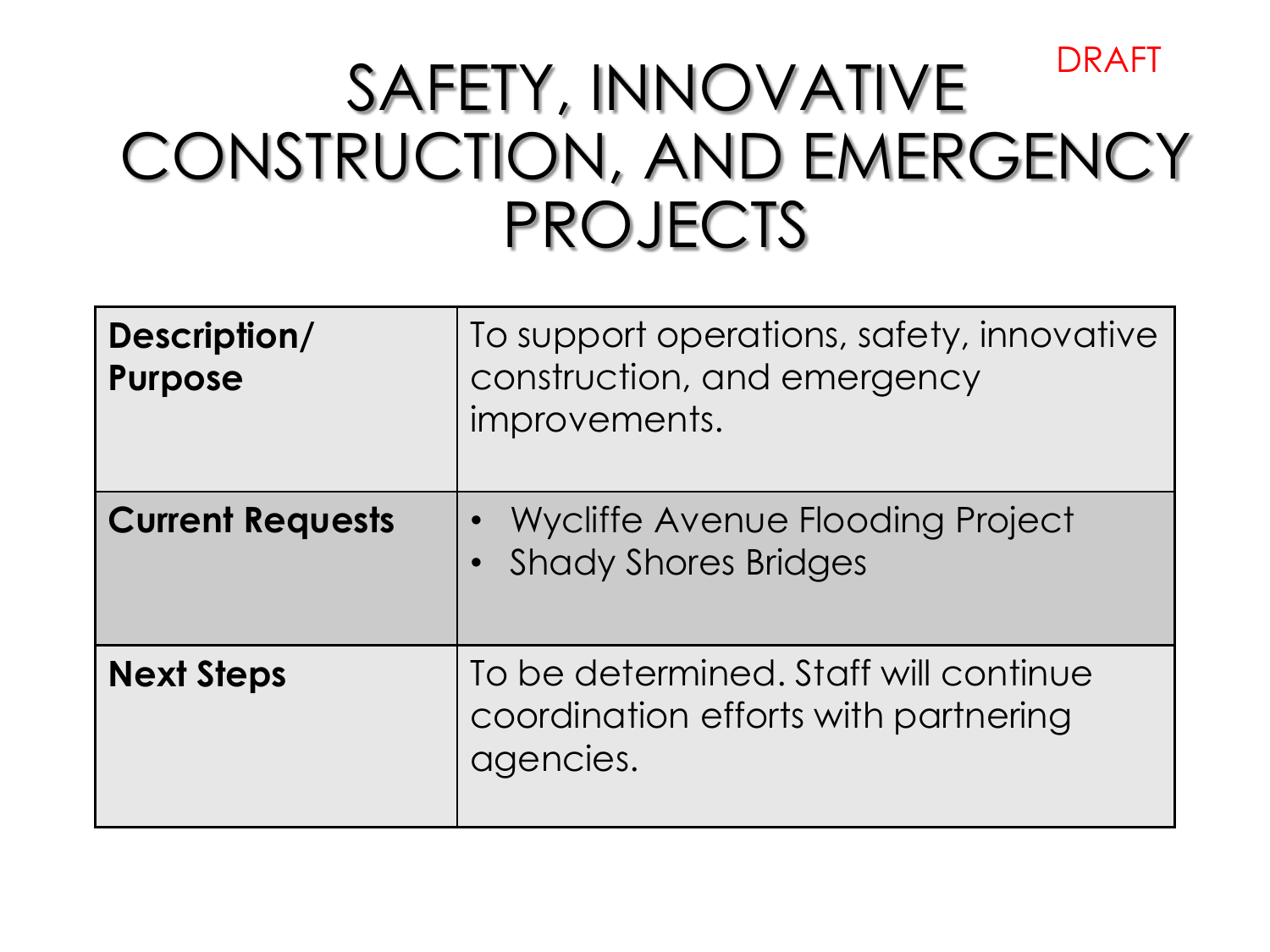DRAFT

# SAFETY, INNOVATIVE CONSTRUCTION, AND EMERGENCY PROJECTS

| | |
|---|---|
| **Description/ Purpose** | To support operations, safety, innovative construction, and emergency improvements. |
| **Current Requests** | • Wycliffe Avenue Flooding Project<br>• Shady Shores Bridges |
| **Next Steps** | To be determined. Staff will continue coordination efforts with partnering agencies. |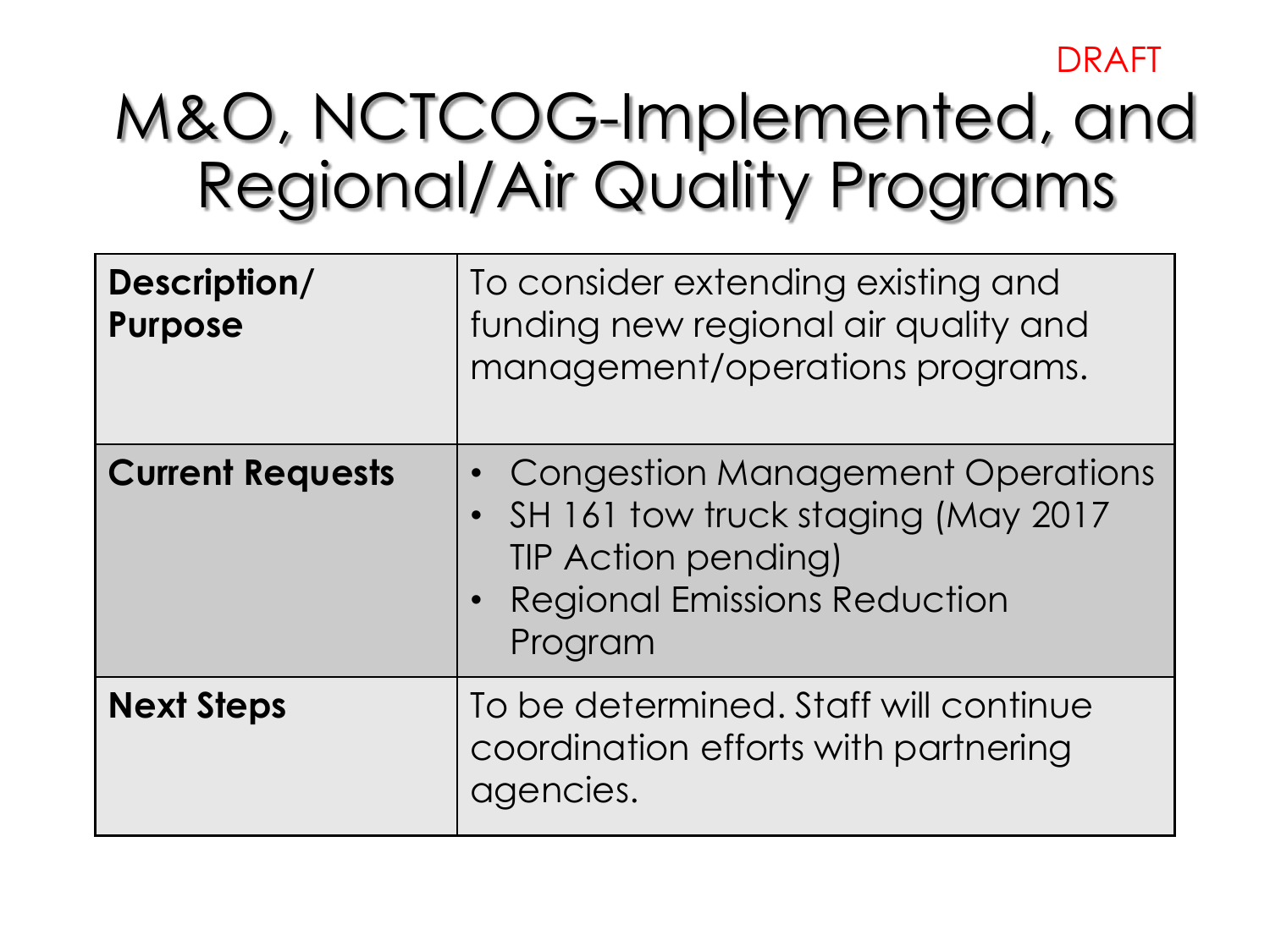DRAFT

# M&O, NCTCOG-Implemented, and Regional/Air Quality Programs

| | |
|---|---|
| **Description/ Purpose** | To consider extending existing and funding new regional air quality and management/operations programs. |
| **Current Requests** | • Congestion Management Operations<br>• SH 161 tow truck staging (May 2017 TIP Action pending)<br>• Regional Emissions Reduction Program |
| **Next Steps** | To be determined. Staff will continue coordination efforts with partnering agencies. |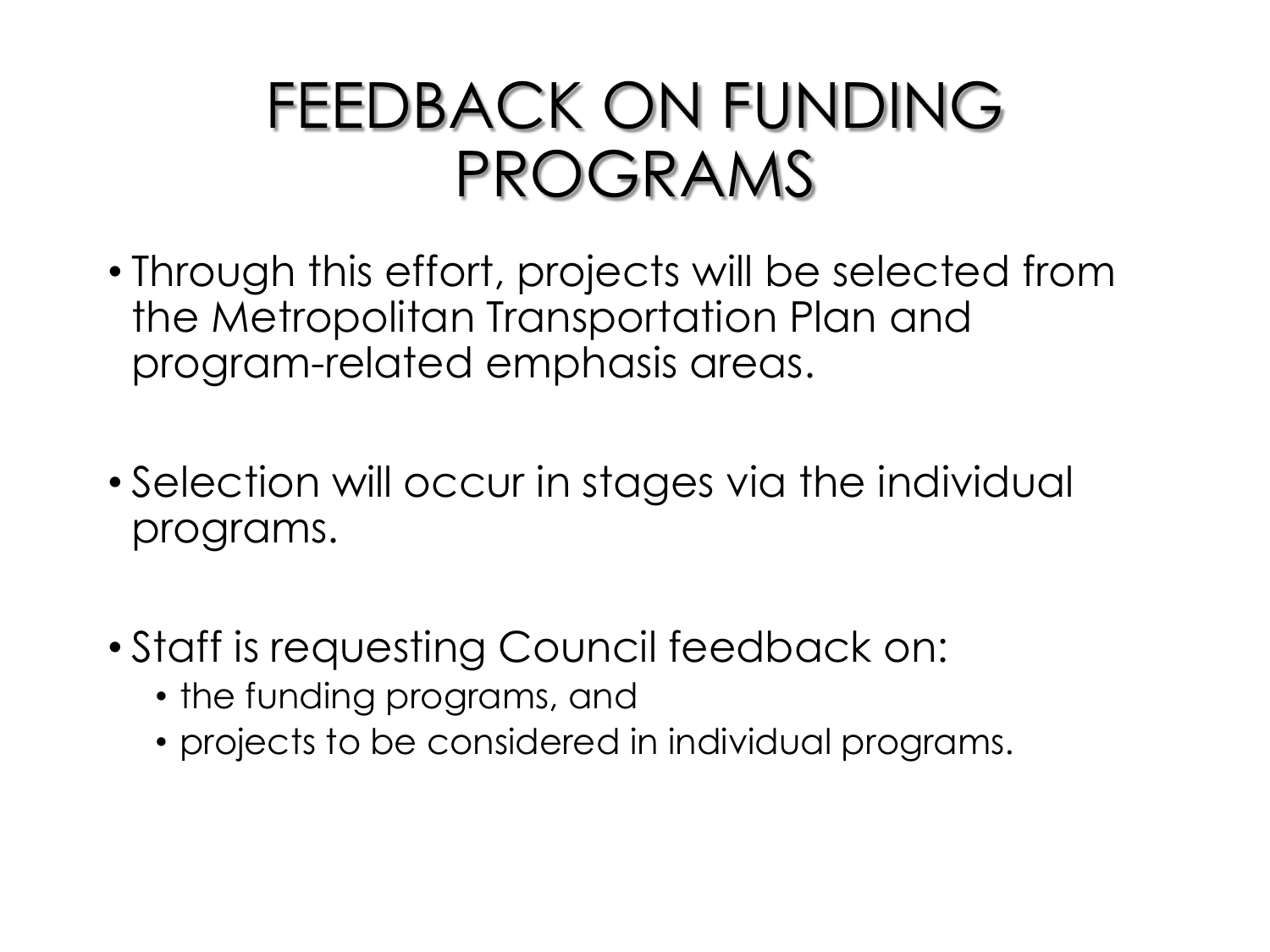# FEEDBACK ON FUNDING PROGRAMS

- Through this effort, projects will be selected from the Metropolitan Transportation Plan and program-related emphasis areas.
- Selection will occur in stages via the individual programs.
- Staff is requesting Council feedback on:
  - the funding programs, and
  - projects to be considered in individual programs.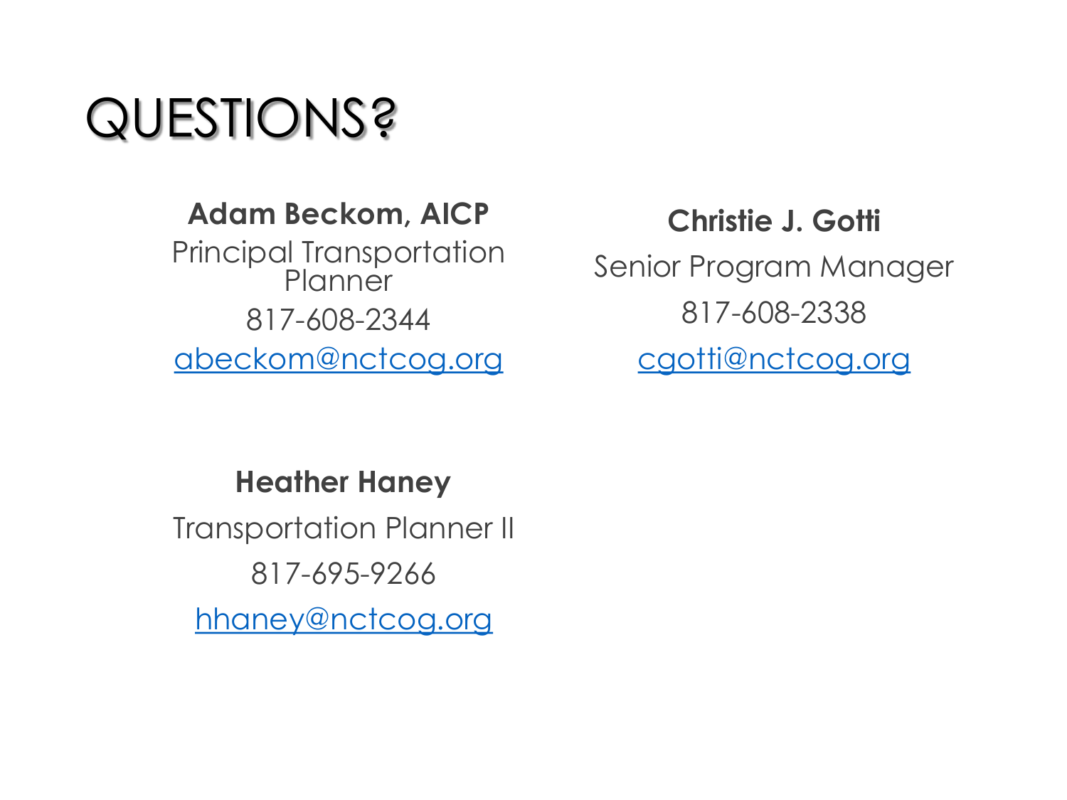# QUESTIONS?

**Adam Beckom, AICP**
Principal Transportation Planner
817-608-2344
abeckom@nctcog.org

**Christie J. Gotti**
Senior Program Manager
817-608-2338
cgotti@nctcog.org

**Heather Haney**
Transportation Planner II
817-695-9266
hhaney@nctcog.org